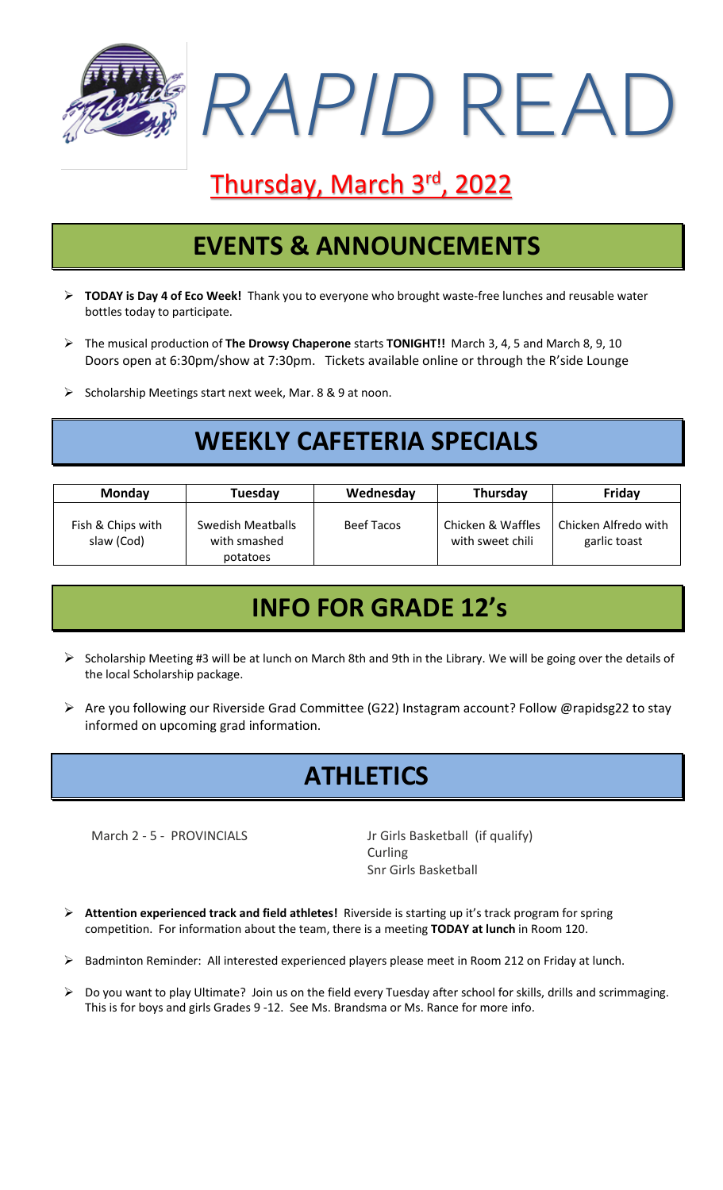# *RAPID* READ

## Thursday, March 3rd, 2022

## EVENTS & ANNOUNCEMENTS

- **TODAY is Day 4 of Eco Week!** Thank you to everyone who brought waste-free lunches and reusable water bottles today to participate.
- The musical production of **The Drowsy Chaperone** starts **TONIGHT!!** March 3, 4, 5 and March 8, 9, 10 Doors open at 6:30pm/show at 7:30pm. Tickets available online or through the R'side Lounge
- Scholarship Meetings start next week, Mar. 8 & 9 at noon.

## WEEKLY CAFETERIA SPECIALS

| Monday | Tuesday | Wednesday | Thursday | Friday |
|---|---|---|---|---|
| Fish & Chips with slaw (Cod) | Swedish Meatballs with smashed potatoes | Beef Tacos | Chicken & Waffles with sweet chili | Chicken Alfredo with garlic toast |

## INFO FOR GRADE 12's

- Scholarship Meeting #3 will be at lunch on March 8th and 9th in the Library. We will be going over the details of the local Scholarship package.
- Are you following our Riverside Grad Committee (G22) Instagram account? Follow @rapidsg22 to stay informed on upcoming grad information.

## ATHLETICS

March 2 - 5 - PROVINCIALS

- Jr Girls Basketball (if qualify)
- Curling
- Snr Girls Basketball

- **Attention experienced track and field athletes!** Riverside is starting up it's track program for spring competition. For information about the team, there is a meeting **TODAY at lunch** in Room 120.
- Badminton Reminder: All interested experienced players please meet in Room 212 on Friday at lunch.
- Do you want to play Ultimate? Join us on the field every Tuesday after school for skills, drills and scrimmaging. This is for boys and girls Grades 9 -12. See Ms. Brandsma or Ms. Rance for more info.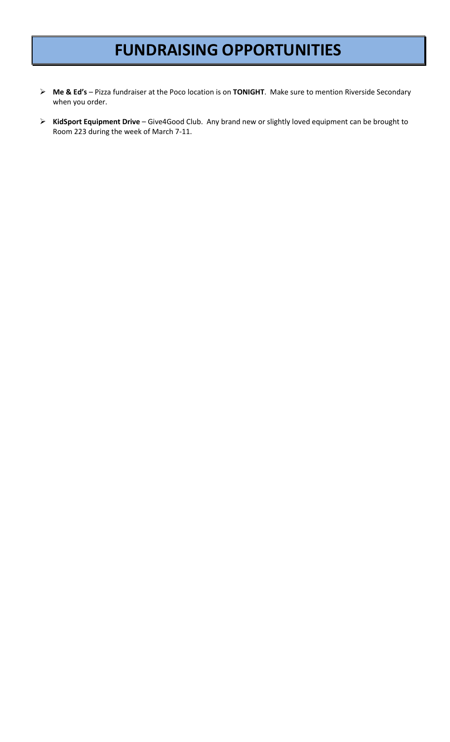# FUNDRAISING OPPORTUNITIES

- **Me & Ed's** – Pizza fundraiser at the Poco location is on **TONIGHT**. Make sure to mention Riverside Secondary when you order.
- **KidSport Equipment Drive** – Give4Good Club. Any brand new or slightly loved equipment can be brought to Room 223 during the week of March 7-11.